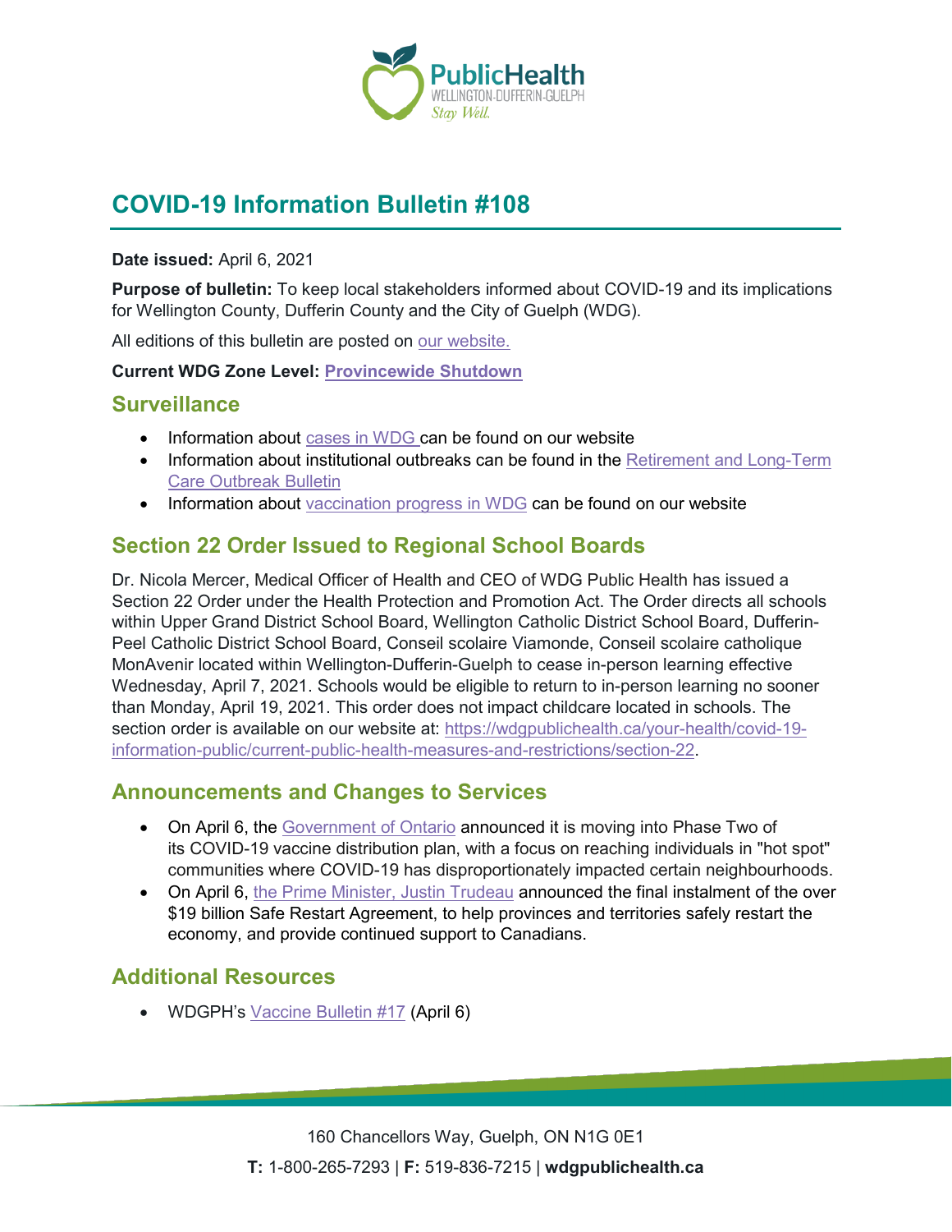# COVID-19 Information Bulletin #108

**Date issued:** April 6, 2021

**Purpose of bulletin:** To keep local stakeholders informed about COVID-19 and its implications for Wellington County, Dufferin County and the City of Guelph (WDG).

All editions of this bulletin are posted on our website.

**Current WDG Zone Level: Provincewide Shutdown**

## Surveillance

- Information about cases in WDG can be found on our website
- Information about institutional outbreaks can be found in the Retirement and Long-Term Care Outbreak Bulletin
- Information about vaccination progress in WDG can be found on our website

## Section 22 Order Issued to Regional School Boards

Dr. Nicola Mercer, Medical Officer of Health and CEO of WDG Public Health has issued a Section 22 Order under the Health Protection and Promotion Act. The Order directs all schools within Upper Grand District School Board, Wellington Catholic District School Board, Dufferin-Peel Catholic District School Board, Conseil scolaire Viamonde, Conseil scolaire catholique MonAvenir located within Wellington-Dufferin-Guelph to cease in-person learning effective Wednesday, April 7, 2021. Schools would be eligible to return to in-person learning no sooner than Monday, April 19, 2021. This order does not impact childcare located in schools. The section order is available on our website at: https://wdgpublichealth.ca/your-health/covid-19-information-public/current-public-health-measures-and-restrictions/section-22.

## Announcements and Changes to Services

- On April 6, the Government of Ontario announced it is moving into Phase Two of its COVID-19 vaccine distribution plan, with a focus on reaching individuals in "hot spot" communities where COVID-19 has disproportionately impacted certain neighbourhoods.
- On April 6, the Prime Minister, Justin Trudeau announced the final instalment of the over $19 billion Safe Restart Agreement, to help provinces and territories safely restart the economy, and provide continued support to Canadians.

## Additional Resources

- WDGPH's Vaccine Bulletin #17 (April 6)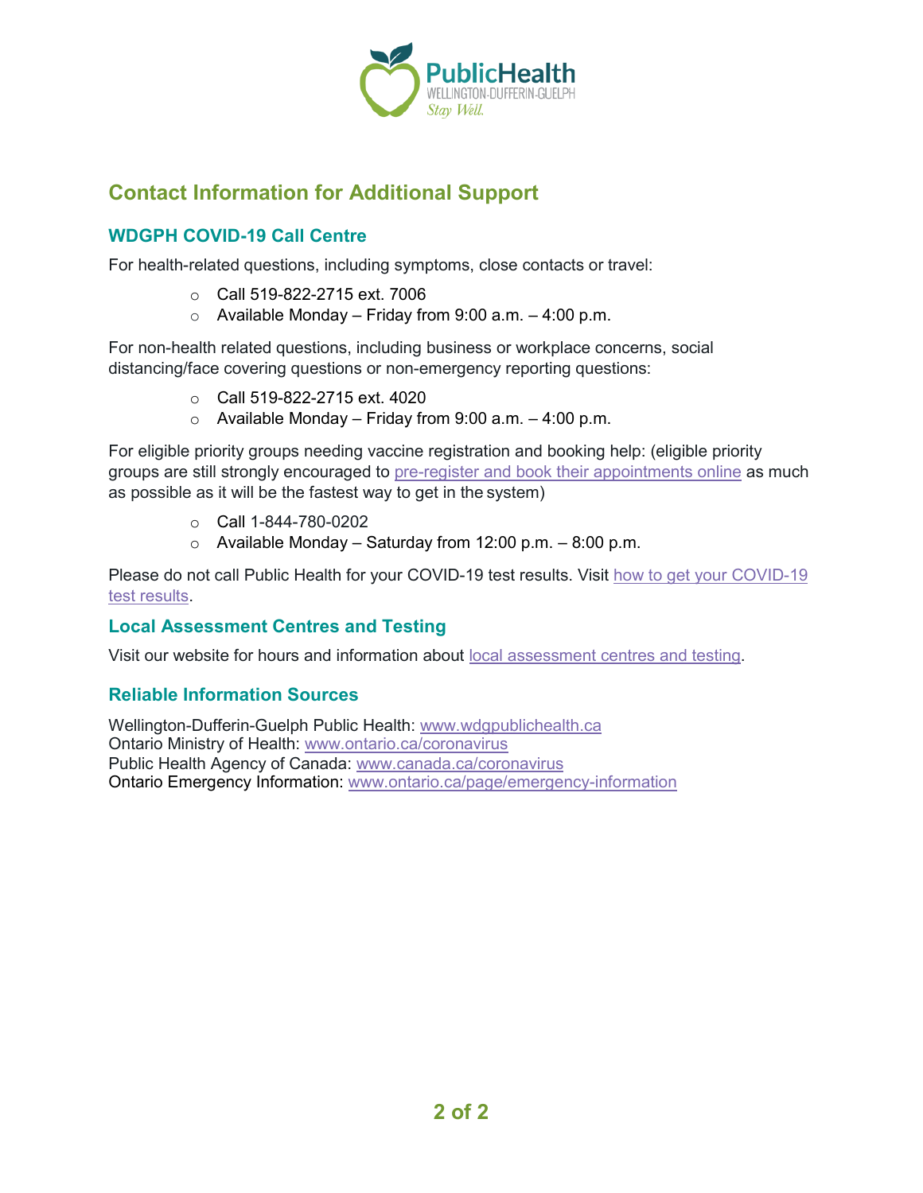## Contact Information for Additional Support

### WDGPH COVID-19 Call Centre

For health-related questions, including symptoms, close contacts or travel:

- Call 519-822-2715 ext. 7006
- Available Monday – Friday from 9:00 a.m. – 4:00 p.m.

For non-health related questions, including business or workplace concerns, social distancing/face covering questions or non-emergency reporting questions:

- Call 519-822-2715 ext. 4020
- Available Monday – Friday from 9:00 a.m. – 4:00 p.m.

For eligible priority groups needing vaccine registration and booking help: (eligible priority groups are still strongly encouraged to pre-register and book their appointments online as much as possible as it will be the fastest way to get in the system)

- Call 1-844-780-0202
- Available Monday – Saturday from 12:00 p.m. – 8:00 p.m.

Please do not call Public Health for your COVID-19 test results. Visit how to get your COVID-19 test results.

### Local Assessment Centres and Testing

Visit our website for hours and information about local assessment centres and testing.

### Reliable Information Sources

Wellington-Dufferin-Guelph Public Health: www.wdgpublichealth.ca
Ontario Ministry of Health: www.ontario.ca/coronavirus
Public Health Agency of Canada: www.canada.ca/coronavirus
Ontario Emergency Information: www.ontario.ca/page/emergency-information